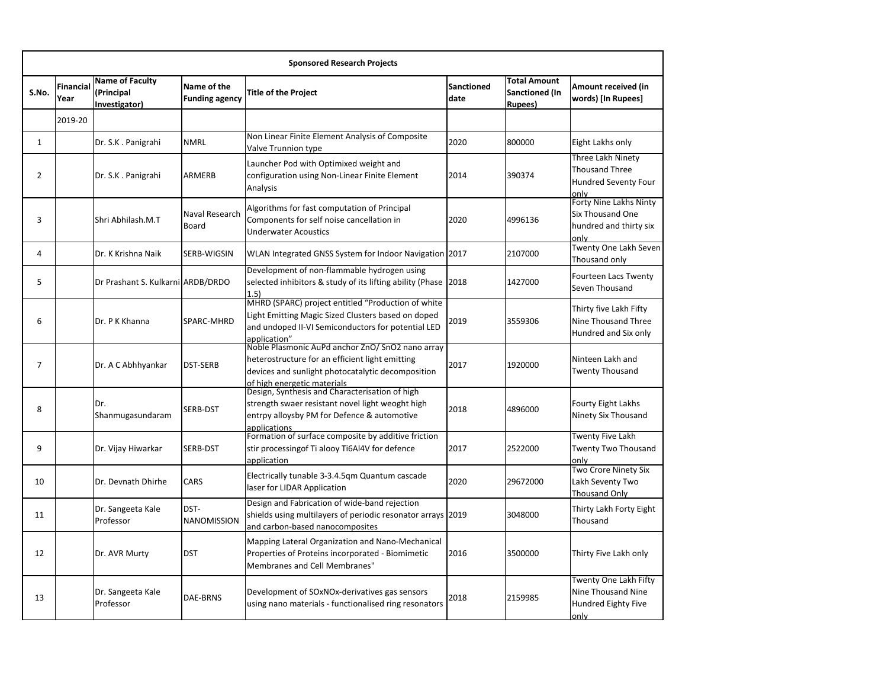| Sponsored Research Projects | | | | | | | |
|---|---|---|---|---|---|---|---|
| S.No. | Financial Year | Name of Faculty (Principal Investigator) | Name of the Funding agency | Title of the Project | Sanctioned date | Total Amount Sanctioned (In Rupees) | Amount received (in words) [In Rupees] |
| | 2019-20 | | | | | | |
| 1 | | Dr. S.K . Panigrahi | NMRL | Non Linear Finite Element Analysis of Composite Valve Trunnion type | 2020 | 800000 | Eight Lakhs only |
| 2 | | Dr. S.K . Panigrahi | ARMERB | Launcher Pod with Optimixed weight and configuration using Non-Linear Finite Element Analysis | 2014 | 390374 | Three Lakh Ninety Thousand Three Hundred Seventy Four only |
| 3 | | Shri Abhilash.M.T | Naval Research Board | Algorithms for fast computation of Principal Components for self noise cancellation in Underwater Acoustics | 2020 | 4996136 | Forty Nine Lakhs Ninty Six Thousand One hundred and thirty six only |
| 4 | | Dr. K Krishna Naik | SERB-WIGSIN | WLAN Integrated GNSS System for Indoor Navigation | 2017 | 2107000 | Twenty One Lakh Seven Thousand only |
| 5 | | Dr Prashant S. Kulkarni | ARDB/DRDO | Development of non-flammable hydrogen using selected inhibitors & study of its lifting ability (Phase 1.5) | 2018 | 1427000 | Fourteen Lacs Twenty Seven Thousand |
| 6 | | Dr. P K Khanna | SPARC-MHRD | MHRD (SPARC) project entitled "Production of white Light Emitting Magic Sized Clusters based on doped and undoped II-VI Semiconductors for potential LED application" | 2019 | 3559306 | Thirty five Lakh Fifty Nine Thousand Three Hundred and Six only |
| 7 | | Dr. A C Abhhyankar | DST-SERB | Noble Plasmonic AuPd anchor ZnO/ SnO2 nano array heterostructure for an efficient light emitting devices and sunlight photocatalytic decomposition of high energetic materials | 2017 | 1920000 | Ninteen Lakh and Twenty Thousand |
| 8 | | Dr. Shanmugasundaram | SERB-DST | Design, Synthesis and Characterisation of high strength swaer resistant novel light weoght high entrpy alloysby PM for Defence & automotive applications | 2018 | 4896000 | Fourty Eight Lakhs Ninety Six Thousand |
| 9 | | Dr. Vijay Hiwarkar | SERB-DST | Formation of surface composite by additive friction stir processingof Ti alooy Ti6Al4V for defence application | 2017 | 2522000 | Twenty Five Lakh Twenty Two Thousand only |
| 10 | | Dr. Devnath Dhirhe | CARS | Electrically tunable 3-3.4.5qm Quantum cascade laser for LIDAR Application | 2020 | 29672000 | Two Crore Ninety Six Lakh Seventy Two Thousand Only |
| 11 | | Dr. Sangeeta Kale Professor | DST-NANOMISSION | Design and Fabrication of wide-band rejection shields using multilayers of periodic resonator arrays and carbon-based nanocomposites | 2019 | 3048000 | Thirty Lakh Forty Eight Thousand |
| 12 | | Dr. AVR Murty | DST | Mapping Lateral Organization and Nano-Mechanical Properties of Proteins incorporated - Biomimetic Membranes and Cell Membranes" | 2016 | 3500000 | Thirty Five Lakh only |
| 13 | | Dr. Sangeeta Kale Professor | DAE-BRNS | Development of SOxNOx-derivatives gas sensors using nano materials - functionalised ring resonators | 2018 | 2159985 | Twenty One Lakh Fifty Nine Thousand Nine Hundred Eighty Five only |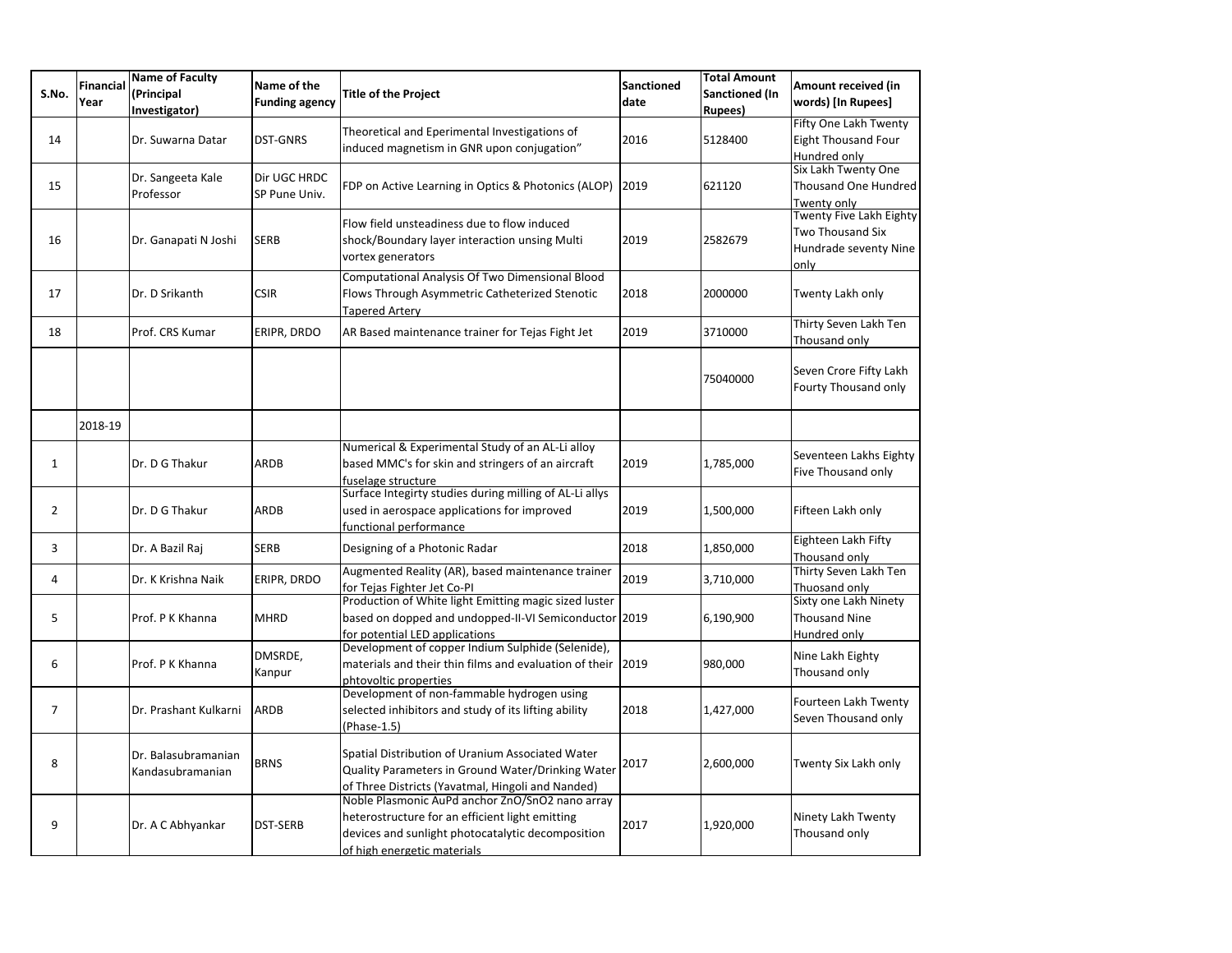| S.No. | Financial Year | Name of Faculty (Principal Investigator) | Name of the Funding agency | Title of the Project | Sanctioned date | Total Amount Sanctioned (In Rupees) | Amount received (in words) [In Rupees] |
|---|---|---|---|---|---|---|---|
| 14 | | Dr. Suwarna Datar | DST-GNRS | Theoretical and Eperimental Investigations of induced magnetism in GNR upon conjugation" | 2016 | 5128400 | Fifty One Lakh Twenty Eight Thousand Four Hundred only |
| 15 | | Dr. Sangeeta Kale Professor | Dir UGC HRDC SP Pune Univ. | FDP on Active Learning in Optics & Photonics (ALOP) | 2019 | 621120 | Six Lakh Twenty One Thousand One Hundred Twenty only |
| 16 | | Dr. Ganapati N Joshi | SERB | Flow field unsteadiness due to flow induced shock/Boundary layer interaction unsing Multi vortex generators | 2019 | 2582679 | Twenty Five Lakh Eighty Two Thousand Six Hundrade seventy Nine only |
| 17 | | Dr. D Srikanth | CSIR | Computational Analysis Of Two Dimensional Blood Flows Through Asymmetric Catheterized Stenotic Tapered Artery | 2018 | 2000000 | Twenty Lakh only |
| 18 | | Prof. CRS Kumar | ERIPR, DRDO | AR Based maintenance trainer for Tejas Fight Jet | 2019 | 3710000 | Thirty Seven Lakh Ten Thousand only |
| | | | | | | 75040000 | Seven Crore Fifty Lakh Fourty Thousand only |
| | 2018-19 | | | | | | |
| 1 | | Dr. D G Thakur | ARDB | Numerical & Experimental Study of an AL-Li alloy based MMC's for skin and stringers of an aircraft fuselage structure | 2019 | 1,785,000 | Seventeen Lakhs Eighty Five Thousand only |
| 2 | | Dr. D G Thakur | ARDB | Surface Integirty studies during milling of AL-Li allys used in aerospace applications for improved functional performance | 2019 | 1,500,000 | Fifteen Lakh only |
| 3 | | Dr. A Bazil Raj | SERB | Designing of a Photonic Radar | 2018 | 1,850,000 | Eighteen Lakh Fifty Thousand only |
| 4 | | Dr. K Krishna Naik | ERIPR, DRDO | Augmented Reality (AR), based maintenance trainer for Tejas Fighter Jet Co-PI | 2019 | 3,710,000 | Thirty Seven Lakh Ten Thuosand only |
| 5 | | Prof. P K Khanna | MHRD | Production of White light Emitting magic sized luster based on dopped and undopped-II-VI Semiconductor for potential LED applications | 2019 | 6,190,900 | Sixty one Lakh Ninety Thousand Nine Hundred only |
| 6 | | Prof. P K Khanna | DMSRDE, Kanpur | Development of copper Indium Sulphide (Selenide), materials and their thin films and evaluation of their phtovoltic properties | 2019 | 980,000 | Nine Lakh Eighty Thousand only |
| 7 | | Dr. Prashant Kulkarni | ARDB | Development of non-fammable hydrogen using selected inhibitors and study of its lifting ability (Phase-1.5) | 2018 | 1,427,000 | Fourteen Lakh Twenty Seven Thousand only |
| 8 | | Dr. Balasubramanian Kandasubramanian | BRNS | Spatial Distribution of Uranium Associated Water Quality Parameters in Ground Water/Drinking Water of Three Districts (Yavatmal, Hingoli and Nanded) | 2017 | 2,600,000 | Twenty Six Lakh only |
| 9 | | Dr. A C Abhyankar | DST-SERB | Noble Plasmonic AuPd anchor ZnO/SnO2 nano array heterostructure for an efficient light emitting devices and sunlight photocatalytic decomposition of high energetic materials | 2017 | 1,920,000 | Ninety Lakh Twenty Thousand only |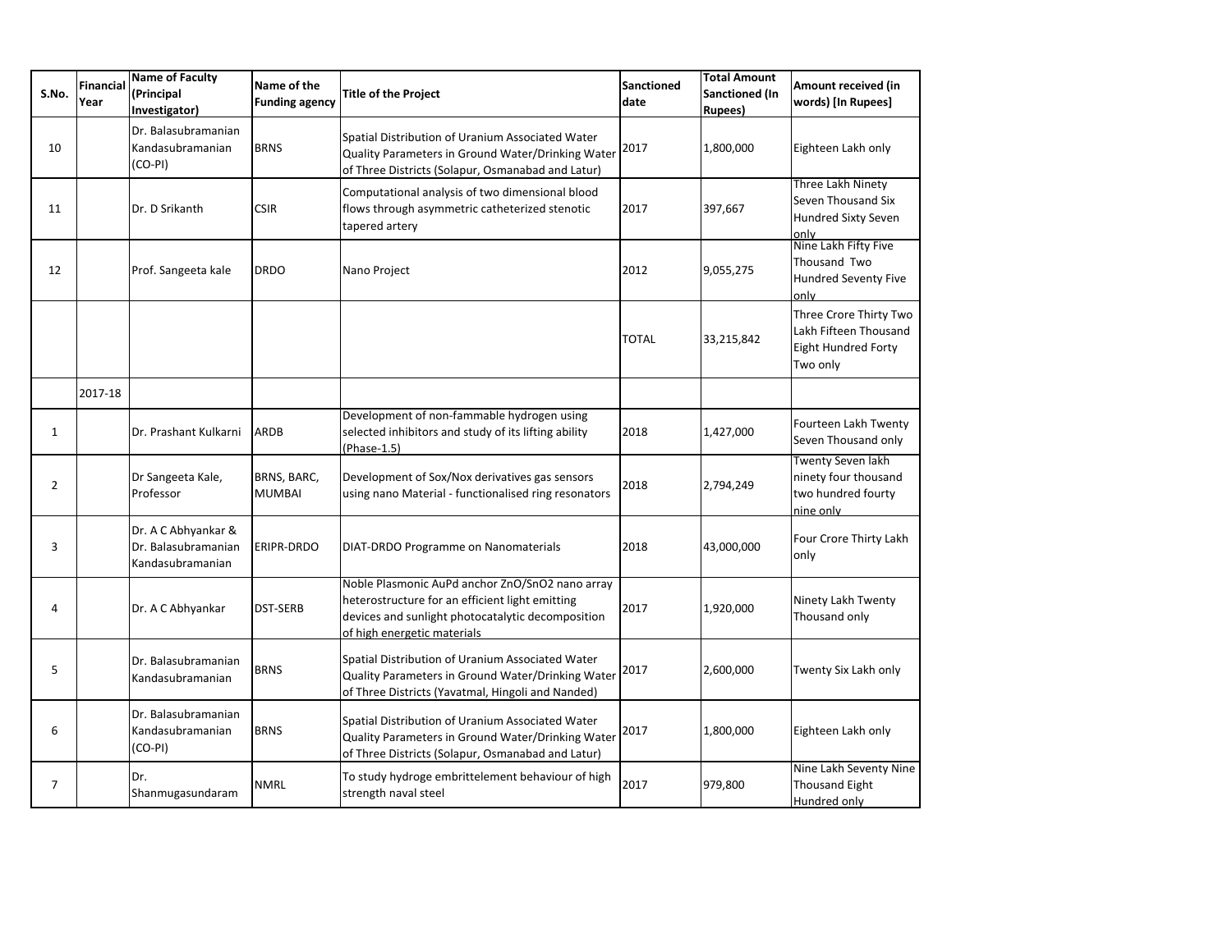| S.No. | Financial Year | Name of Faculty (Principal Investigator) | Name of the Funding agency | Title of the Project | Sanctioned date | Total Amount Sanctioned (In Rupees) | Amount received (in words) [In Rupees] |
|---|---|---|---|---|---|---|---|
| 10 | | Dr. Balasubramanian Kandasubramanian (CO-PI) | BRNS | Spatial Distribution of Uranium Associated Water Quality Parameters in Ground Water/Drinking Water of Three Districts (Solapur, Osmanabad and Latur) | 2017 | 1,800,000 | Eighteen Lakh only |
| 11 | | Dr. D Srikanth | CSIR | Computational analysis of two dimensional blood flows through asymmetric catheterized stenotic tapered artery | 2017 | 397,667 | Three Lakh Ninety Seven Thousand Six Hundred Sixty Seven only |
| 12 | | Prof. Sangeeta kale | DRDO | Nano Project | 2012 | 9,055,275 | Nine Lakh Fifty Five Thousand Two Hundred Seventy Five only |
| | | | | | TOTAL | 33,215,842 | Three Crore Thirty Two Lakh Fifteen Thousand Eight Hundred Forty Two only |
| | 2017-18 | | | | | | |
| 1 | | Dr. Prashant Kulkarni | ARDB | Development of non-fammable hydrogen using selected inhibitors and study of its lifting ability (Phase-1.5) | 2018 | 1,427,000 | Fourteen Lakh Twenty Seven Thousand only |
| 2 | | Dr Sangeeta Kale, Professor | BRNS, BARC, MUMBAI | Development of Sox/Nox derivatives gas sensors using nano Material - functionalised ring resonators | 2018 | 2,794,249 | Twenty Seven lakh ninety four thousand two hundred fourty nine only |
| 3 | | Dr. A C Abhyankar & Dr. Balasubramanian Kandasubramanian | ERIPR-DRDO | DIAT-DRDO Programme on Nanomaterials | 2018 | 43,000,000 | Four Crore Thirty Lakh only |
| 4 | | Dr. A C Abhyankar | DST-SERB | Noble Plasmonic AuPd anchor ZnO/SnO2 nano array heterostructure for an efficient light emitting devices and sunlight photocatalytic decomposition of high energetic materials | 2017 | 1,920,000 | Ninety Lakh Twenty Thousand only |
| 5 | | Dr. Balasubramanian Kandasubramanian | BRNS | Spatial Distribution of Uranium Associated Water Quality Parameters in Ground Water/Drinking Water of Three Districts (Yavatmal, Hingoli and Nanded) | 2017 | 2,600,000 | Twenty Six Lakh only |
| 6 | | Dr. Balasubramanian Kandasubramanian (CO-PI) | BRNS | Spatial Distribution of Uranium Associated Water Quality Parameters in Ground Water/Drinking Water of Three Districts (Solapur, Osmanabad and Latur) | 2017 | 1,800,000 | Eighteen Lakh only |
| 7 | | Dr. Shanmugasundaram | NMRL | To study hydroge embrittelement behaviour of high strength naval steel | 2017 | 979,800 | Nine Lakh Seventy Nine Thousand Eight Hundred only |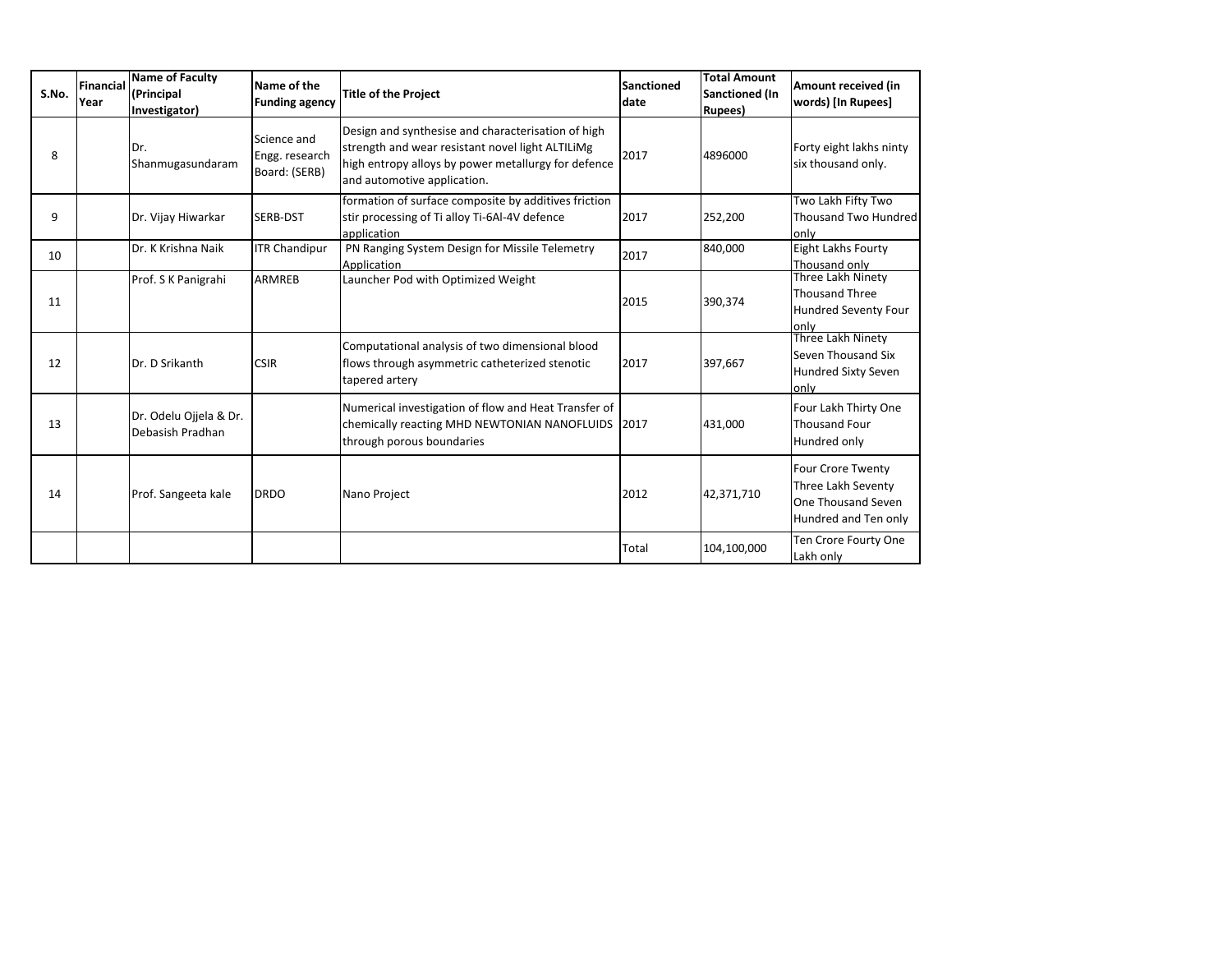| S.No. | Financial Year | Name of Faculty (Principal Investigator) | Name of the Funding agency | Title of the Project | Sanctioned date | Total Amount Sanctioned (In Rupees) | Amount received (in words) [In Rupees] |
|---|---|---|---|---|---|---|---|
| 8 | | Dr. Shanmugasundaram | Science and Engg. research Board: (SERB) | Design and synthesise and characterisation of high strength and wear resistant novel light ALTILiMg high entropy alloys by power metallurgy for defence and automotive application. | 2017 | 4896000 | Forty eight lakhs ninty six thousand only. |
| 9 | | Dr. Vijay Hiwarkar | SERB-DST | formation of surface composite by additives friction stir processing of Ti alloy Ti-6Al-4V defence application | 2017 | 252,200 | Two Lakh Fifty Two Thousand Two Hundred only |
| 10 | | Dr. K Krishna Naik | ITR Chandipur | PN Ranging System Design for Missile Telemetry Application | 2017 | 840,000 | Eight Lakhs Fourty Thousand only |
| 11 | | Prof. S K Panigrahi | ARMREB | Launcher Pod with Optimized Weight | 2015 | 390,374 | Three Lakh Ninety Thousand Three Hundred Seventy Four only |
| 12 | | Dr. D Srikanth | CSIR | Computational analysis of two dimensional blood flows through asymmetric catheterized stenotic tapered artery | 2017 | 397,667 | Three Lakh Ninety Seven Thousand Six Hundred Sixty Seven only |
| 13 | | Dr. Odelu Ojjela & Dr. Debasish Pradhan | | Numerical investigation of flow and Heat Transfer of chemically reacting MHD NEWTONIAN NANOFLUIDS through porous boundaries | 2017 | 431,000 | Four Lakh Thirty One Thousand Four Hundred only |
| 14 | | Prof. Sangeeta kale | DRDO | Nano Project | 2012 | 42,371,710 | Four Crore Twenty Three Lakh Seventy One Thousand Seven Hundred and Ten only |
| | | | | | Total | 104,100,000 | Ten Crore Fourty One Lakh only |